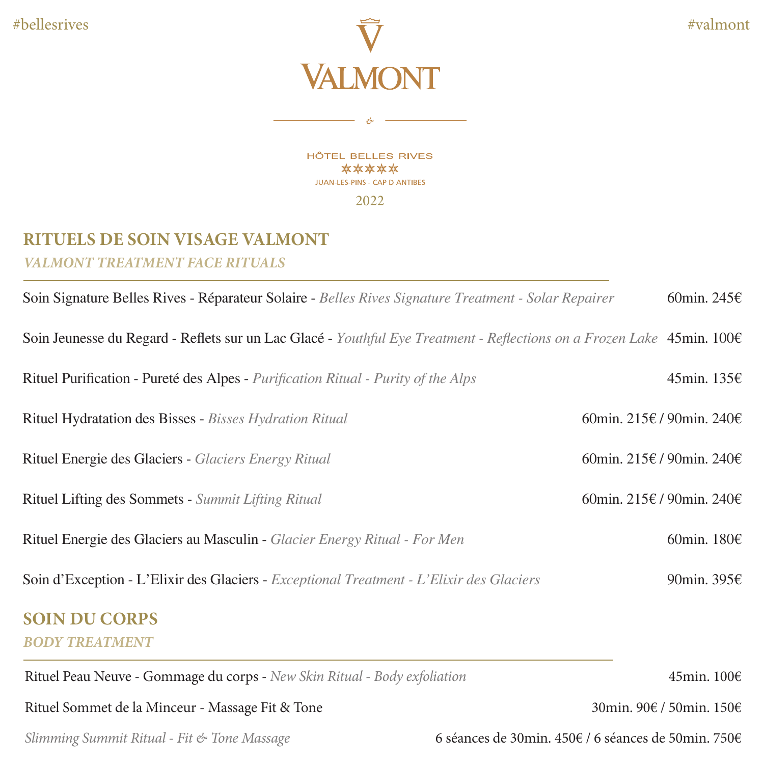#bellesrives #valmont

# VALMONT

&

HÔTEL BELLES RIVES

★★★★★

JUAN-LES-PINS - CAP D'ANTIBES

2022

## RITUELS DE SOIN VISAGE VALMONT

*VALMONT TREATMENT FACE RITUALS*

Soin Signature Belles Rives - Réparateur Solaire - *Belles Rives Signature Treatment - Solar Repairer* 60min. 245€

Soin Jeunesse du Regard - Reflets sur un Lac Glacé - *Youthful Eye Treatment - Reflections on a Frozen Lake* 45min. 100€

Rituel Purification - Pureté des Alpes - *Purification Ritual - Purity of the Alps* 45min. 135€

Rituel Hydratation des Bisses - *Bisses Hydration Ritual* 60min. 215€ / 90min. 240€

Rituel Energie des Glaciers - *Glaciers Energy Ritual* 60min. 215€ / 90min. 240€

Rituel Lifting des Sommets - *Summit Lifting Ritual* 60min. 215€ / 90min. 240€

Rituel Energie des Glaciers au Masculin - *Glacier Energy Ritual - For Men* 60min. 180€

Soin d'Exception - L'Elixir des Glaciers - *Exceptional Treatment - L'Elixir des Glaciers* 90min. 395€

## SOIN DU CORPS

*BODY TREATMENT*

Rituel Peau Neuve - Gommage du corps - *New Skin Ritual - Body exfoliation* 45min. 100€

Rituel Sommet de la Minceur - Massage Fit & Tone 30min. 90€ / 50min. 150€

*Slimming Summit Ritual - Fit & Tone Massage* 6 séances de 30min. 450€ / 6 séances de 50min. 750€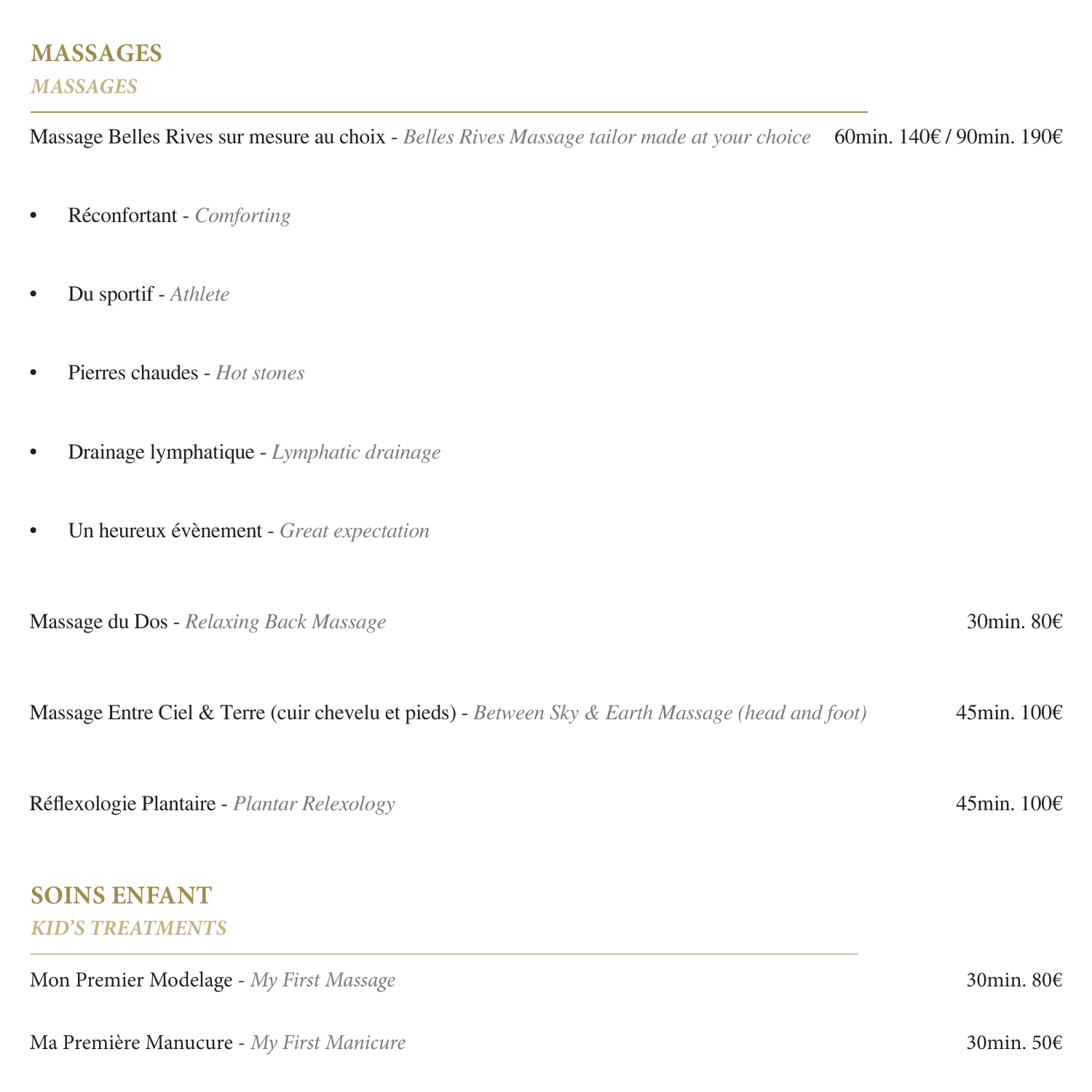## MASSAGES

*MASSAGES*

Massage Belles Rives sur mesure au choix - *Belles Rives Massage tailor made at your choice* 60min. 140€ / 90min. 190€

- Réconfortant - *Comforting*
- Du sportif - *Athlete*
- Pierres chaudes - *Hot stones*
- Drainage lymphatique - *Lymphatic drainage*
- Un heureux évènement - *Great expectation*

Massage du Dos - *Relaxing Back Massage* 30min. 80€

Massage Entre Ciel & Terre (cuir chevelu et pieds) - *Between Sky & Earth Massage (head and foot)* 45min. 100€

Réflexologie Plantaire - *Plantar Relexology* 45min. 100€

## SOINS ENFANT

*KID'S TREATMENTS*

Mon Premier Modelage - *My First Massage* 30min. 80€

Ma Première Manucure - *My First Manicure* 30min. 50€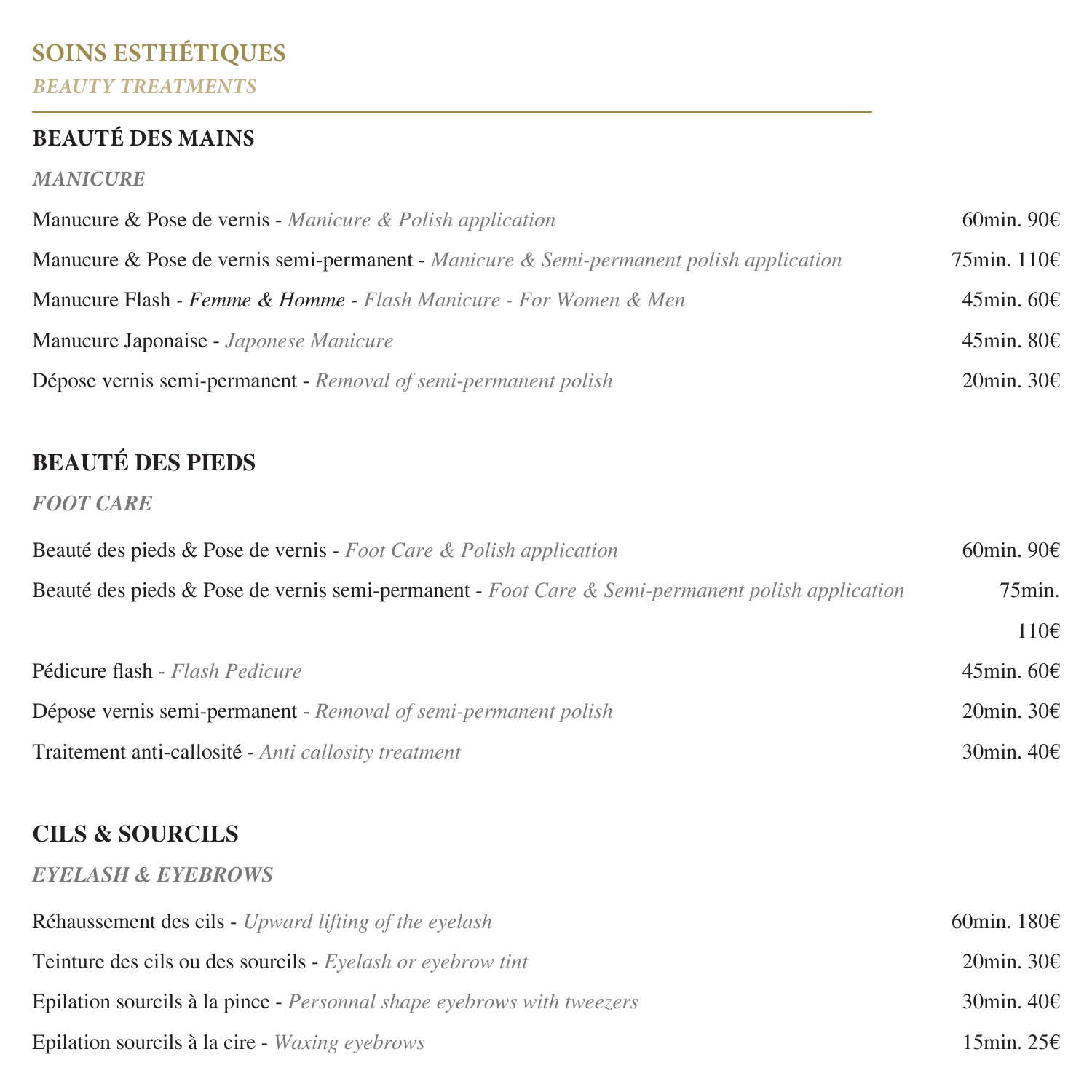# SOINS ESTHÉTIQUES

*BEAUTY TREATMENTS*

## BEAUTÉ DES MAINS

*MANICURE*

Manucure & Pose de vernis - *Manicure & Polish application* 60min. 90€

Manucure & Pose de vernis semi-permanent - *Manicure & Semi-permanent polish application* 75min. 110€

Manucure Flash - *Femme & Homme* - *Flash Manicure - For Women & Men* 45min. 60€

Manucure Japonaise - *Japonese Manicure* 45min. 80€

Dépose vernis semi-permanent - *Removal of semi-permanent polish* 20min. 30€

## BEAUTÉ DES PIEDS

*FOOT CARE*

Beauté des pieds & Pose de vernis - *Foot Care & Polish application* 60min. 90€

Beauté des pieds & Pose de vernis semi-permanent - *Foot Care & Semi-permanent polish application* 75min. 110€

Pédicure flash - *Flash Pedicure* 45min. 60€

Dépose vernis semi-permanent - *Removal of semi-permanent polish* 20min. 30€

Traitement anti-callosité - *Anti callosity treatment* 30min. 40€

## CILS & SOURCILS

*EYELASH & EYEBROWS*

Réhaussement des cils - *Upward lifting of the eyelash* 60min. 180€

Teinture des cils ou des sourcils - *Eyelash or eyebrow tint* 20min. 30€

Epilation sourcils à la pince - *Personnal shape eyebrows with tweezers* 30min. 40€

Epilation sourcils à la cire - *Waxing eyebrows* 15min. 25€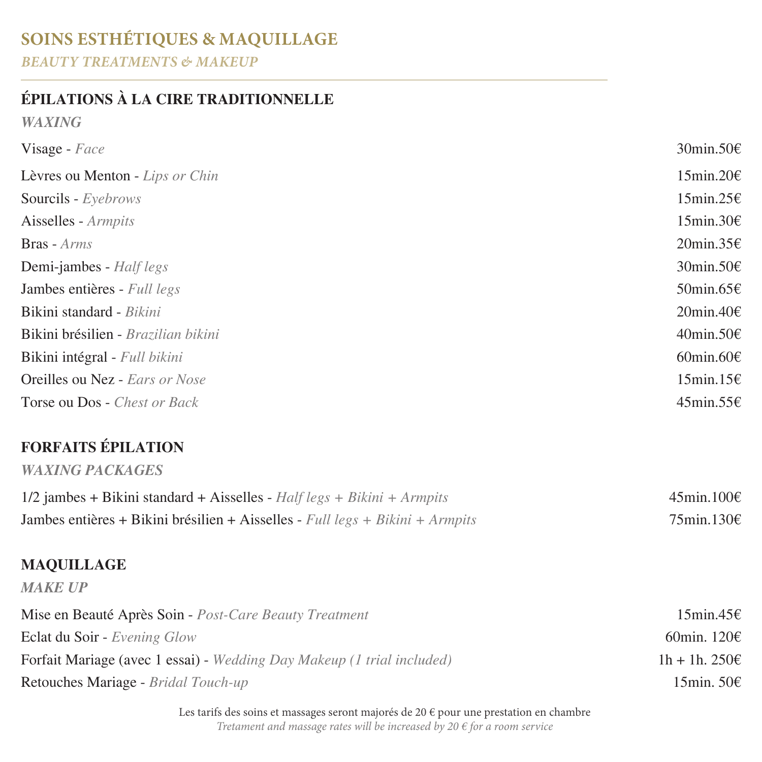## SOINS ESTHÉTIQUES & MAQUILLAGE

*BEAUTY TREATMENTS & MAKEUP*

---

### ÉPILATIONS À LA CIRE TRADITIONNELLE

*WAXING*

| | |
|---|---|
| Visage - *Face* | 30min.50€ |
| Lèvres ou Menton - *Lips or Chin* | 15min.20€ |
| Sourcils - *Eyebrows* | 15min.25€ |
| Aisselles - *Armpits* | 15min.30€ |
| Bras - *Arms* | 20min.35€ |
| Demi-jambes - *Half legs* | 30min.50€ |
| Jambes entières - *Full legs* | 50min.65€ |
| Bikini standard - *Bikini* | 20min.40€ |
| Bikini brésilien - *Brazilian bikini* | 40min.50€ |
| Bikini intégral - *Full bikini* | 60min.60€ |
| Oreilles ou Nez - *Ears or Nose* | 15min.15€ |
| Torse ou Dos - *Chest or Back* | 45min.55€ |

### FORFAITS ÉPILATION

*WAXING PACKAGES*

| | |
|---|---|
| 1/2 jambes + Bikini standard + Aisselles - *Half legs + Bikini + Armpits* | 45min.100€ |
| Jambes entières + Bikini brésilien + Aisselles - *Full legs + Bikini + Armpits* | 75min.130€ |

### MAQUILLAGE

*MAKE UP*

| | |
|---|---|
| Mise en Beauté Après Soin - *Post-Care Beauty Treatment* | 15min.45€ |
| Eclat du Soir - *Evening Glow* | 60min. 120€ |
| Forfait Mariage (avec 1 essai) - *Wedding Day Makeup (1 trial included)* | 1h + 1h. 250€ |
| Retouches Mariage - *Bridal Touch-up* | 15min. 50€ |

Les tarifs des soins et massages seront majorés de 20 € pour une prestation en chambre

*Tretament and massage rates will be increased by 20 € for a room service*